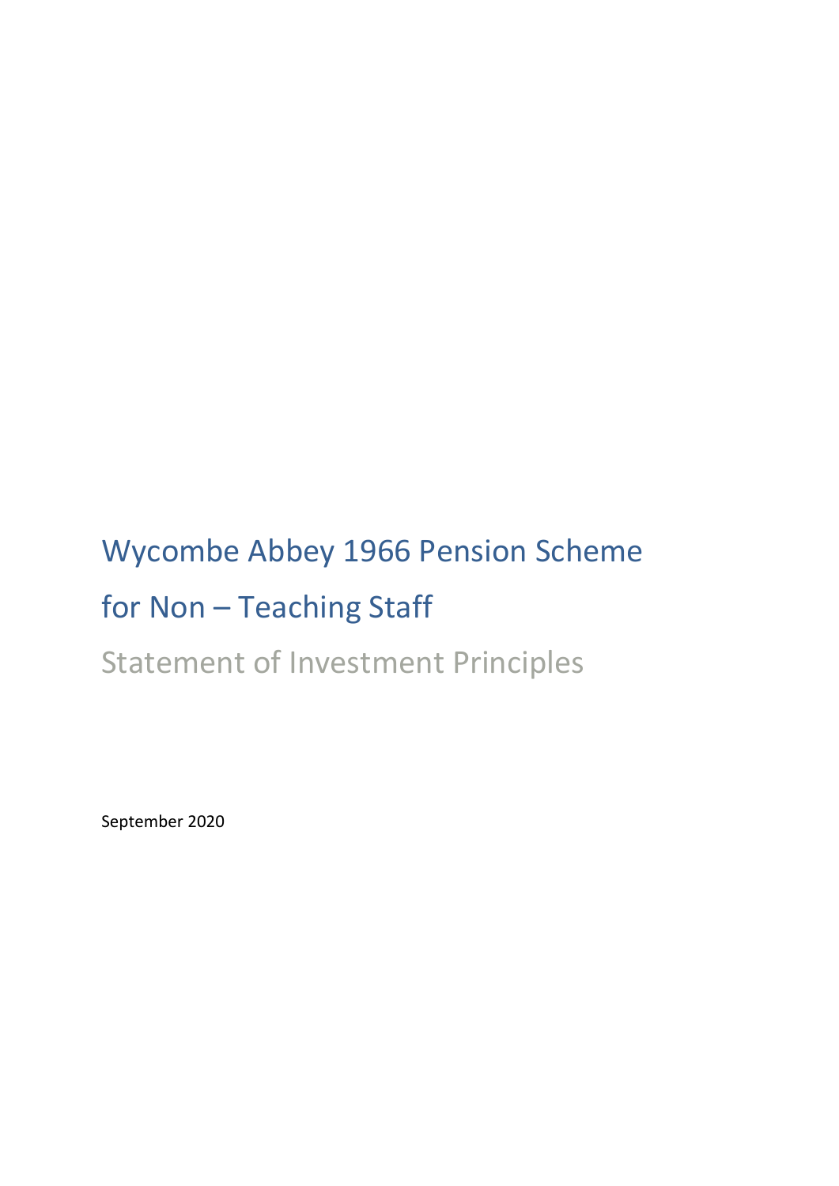# Wycombe Abbey 1966 Pension Scheme for Non – Teaching Staff

## Statement of Investment Principles

September 2020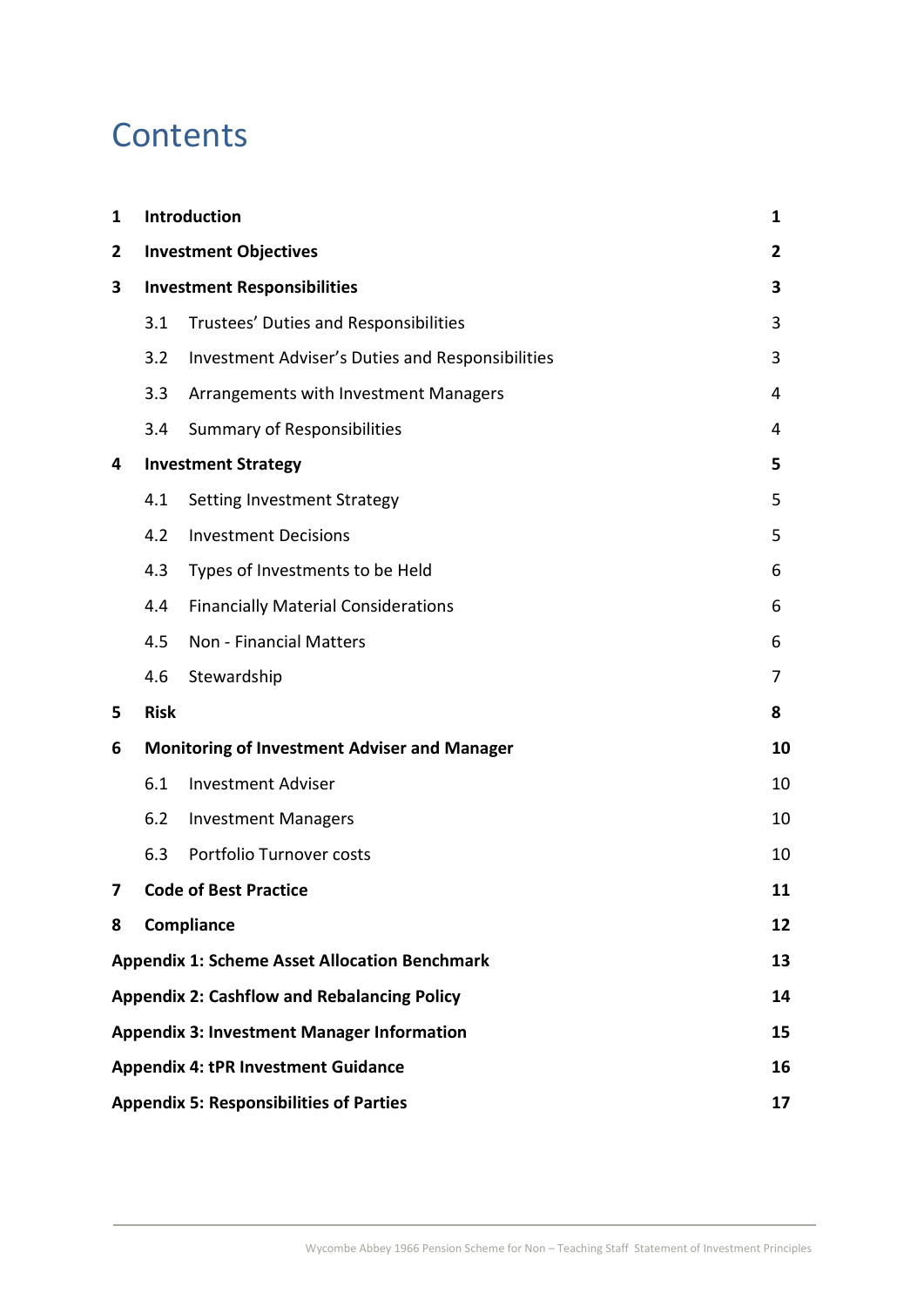# Contents

| | | |
|---|---|---|
| **1** | **Introduction** | **1** |
| **2** | **Investment Objectives** | **2** |
| **3** | **Investment Responsibilities** | **3** |
| | 3.1 Trustees' Duties and Responsibilities | 3 |
| | 3.2 Investment Adviser's Duties and Responsibilities | 3 |
| | 3.3 Arrangements with Investment Managers | 4 |
| | 3.4 Summary of Responsibilities | 4 |
| **4** | **Investment Strategy** | **5** |
| | 4.1 Setting Investment Strategy | 5 |
| | 4.2 Investment Decisions | 5 |
| | 4.3 Types of Investments to be Held | 6 |
| | 4.4 Financially Material Considerations | 6 |
| | 4.5 Non - Financial Matters | 6 |
| | 4.6 Stewardship | 7 |
| **5** | **Risk** | **8** |
| **6** | **Monitoring of Investment Adviser and Manager** | **10** |
| | 6.1 Investment Adviser | 10 |
| | 6.2 Investment Managers | 10 |
| | 6.3 Portfolio Turnover costs | 10 |
| **7** | **Code of Best Practice** | **11** |
| **8** | **Compliance** | **12** |
| **Appendix 1: Scheme Asset Allocation Benchmark** | | **13** |
| **Appendix 2: Cashflow and Rebalancing Policy** | | **14** |
| **Appendix 3: Investment Manager Information** | | **15** |
| **Appendix 4: tPR Investment Guidance** | | **16** |
| **Appendix 5: Responsibilities of Parties** | | **17** |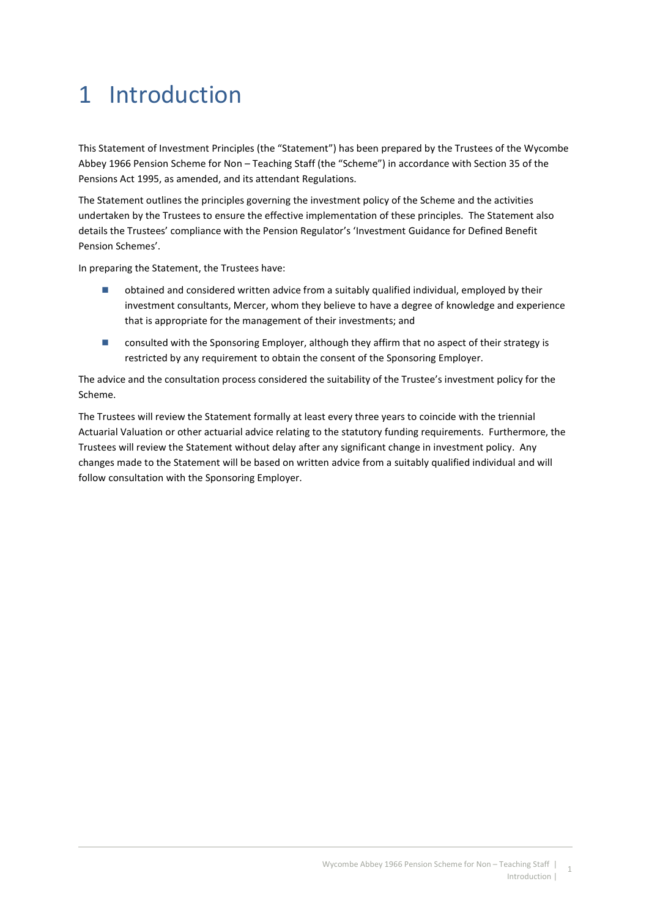# 1 Introduction

This Statement of Investment Principles (the "Statement") has been prepared by the Trustees of the Wycombe Abbey 1966 Pension Scheme for Non – Teaching Staff (the "Scheme") in accordance with Section 35 of the Pensions Act 1995, as amended, and its attendant Regulations.

The Statement outlines the principles governing the investment policy of the Scheme and the activities undertaken by the Trustees to ensure the effective implementation of these principles. The Statement also details the Trustees' compliance with the Pension Regulator's 'Investment Guidance for Defined Benefit Pension Schemes'.

In preparing the Statement, the Trustees have:

- obtained and considered written advice from a suitably qualified individual, employed by their investment consultants, Mercer, whom they believe to have a degree of knowledge and experience that is appropriate for the management of their investments; and
- consulted with the Sponsoring Employer, although they affirm that no aspect of their strategy is restricted by any requirement to obtain the consent of the Sponsoring Employer.

The advice and the consultation process considered the suitability of the Trustee's investment policy for the Scheme.

The Trustees will review the Statement formally at least every three years to coincide with the triennial Actuarial Valuation or other actuarial advice relating to the statutory funding requirements. Furthermore, the Trustees will review the Statement without delay after any significant change in investment policy. Any changes made to the Statement will be based on written advice from a suitably qualified individual and will follow consultation with the Sponsoring Employer.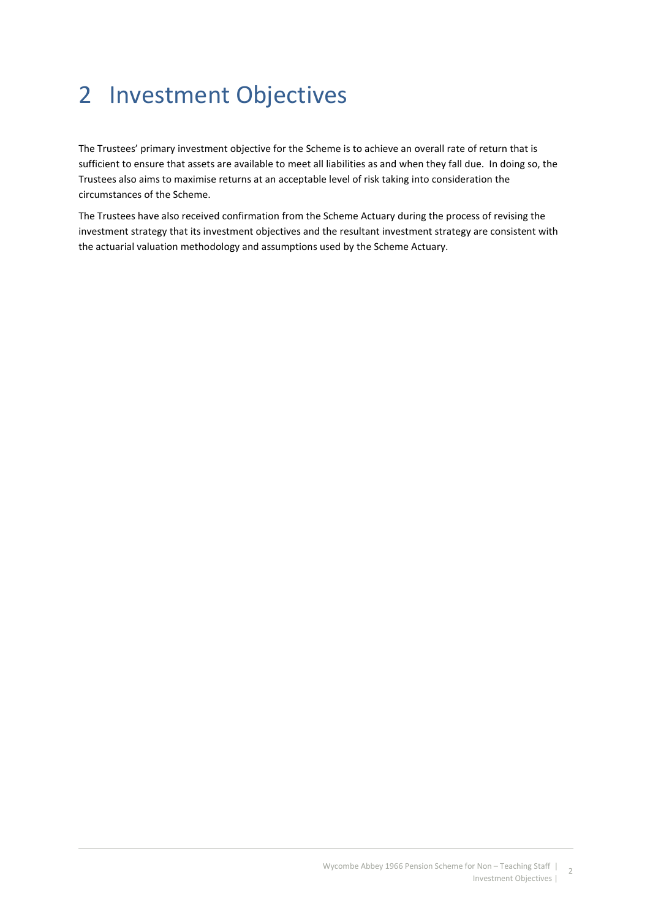# 2 Investment Objectives

The Trustees' primary investment objective for the Scheme is to achieve an overall rate of return that is sufficient to ensure that assets are available to meet all liabilities as and when they fall due. In doing so, the Trustees also aims to maximise returns at an acceptable level of risk taking into consideration the circumstances of the Scheme.

The Trustees have also received confirmation from the Scheme Actuary during the process of revising the investment strategy that its investment objectives and the resultant investment strategy are consistent with the actuarial valuation methodology and assumptions used by the Scheme Actuary.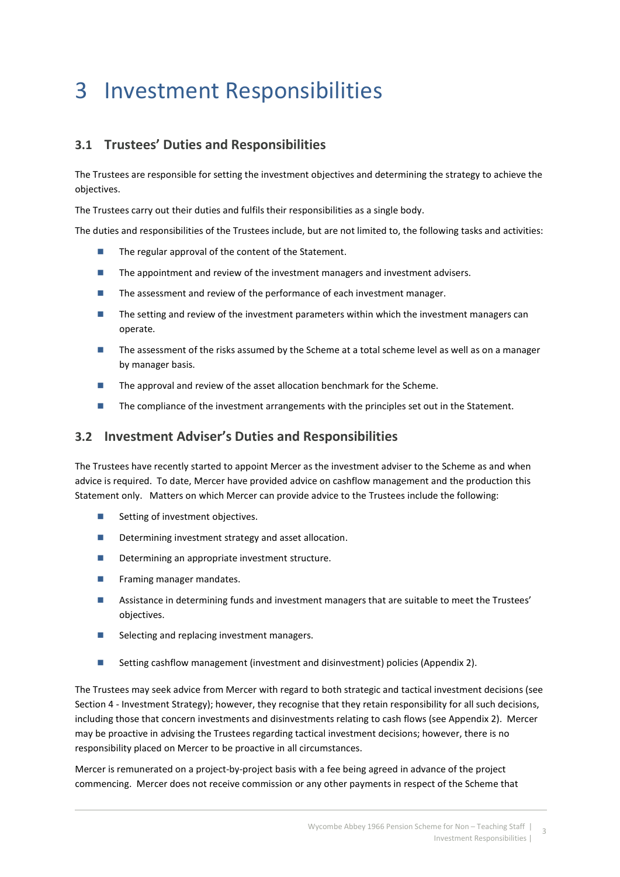# 3 Investment Responsibilities

## 3.1 Trustees' Duties and Responsibilities

The Trustees are responsible for setting the investment objectives and determining the strategy to achieve the objectives.

The Trustees carry out their duties and fulfils their responsibilities as a single body.

The duties and responsibilities of the Trustees include, but are not limited to, the following tasks and activities:

- The regular approval of the content of the Statement.
- The appointment and review of the investment managers and investment advisers.
- The assessment and review of the performance of each investment manager.
- The setting and review of the investment parameters within which the investment managers can operate.
- The assessment of the risks assumed by the Scheme at a total scheme level as well as on a manager by manager basis.
- The approval and review of the asset allocation benchmark for the Scheme.
- The compliance of the investment arrangements with the principles set out in the Statement.

## 3.2 Investment Adviser's Duties and Responsibilities

The Trustees have recently started to appoint Mercer as the investment adviser to the Scheme as and when advice is required. To date, Mercer have provided advice on cashflow management and the production this Statement only. Matters on which Mercer can provide advice to the Trustees include the following:

- Setting of investment objectives.
- Determining investment strategy and asset allocation.
- Determining an appropriate investment structure.
- Framing manager mandates.
- Assistance in determining funds and investment managers that are suitable to meet the Trustees' objectives.
- Selecting and replacing investment managers.
- Setting cashflow management (investment and disinvestment) policies (Appendix 2).

The Trustees may seek advice from Mercer with regard to both strategic and tactical investment decisions (see Section 4 - Investment Strategy); however, they recognise that they retain responsibility for all such decisions, including those that concern investments and disinvestments relating to cash flows (see Appendix 2). Mercer may be proactive in advising the Trustees regarding tactical investment decisions; however, there is no responsibility placed on Mercer to be proactive in all circumstances.

Mercer is remunerated on a project-by-project basis with a fee being agreed in advance of the project commencing. Mercer does not receive commission or any other payments in respect of the Scheme that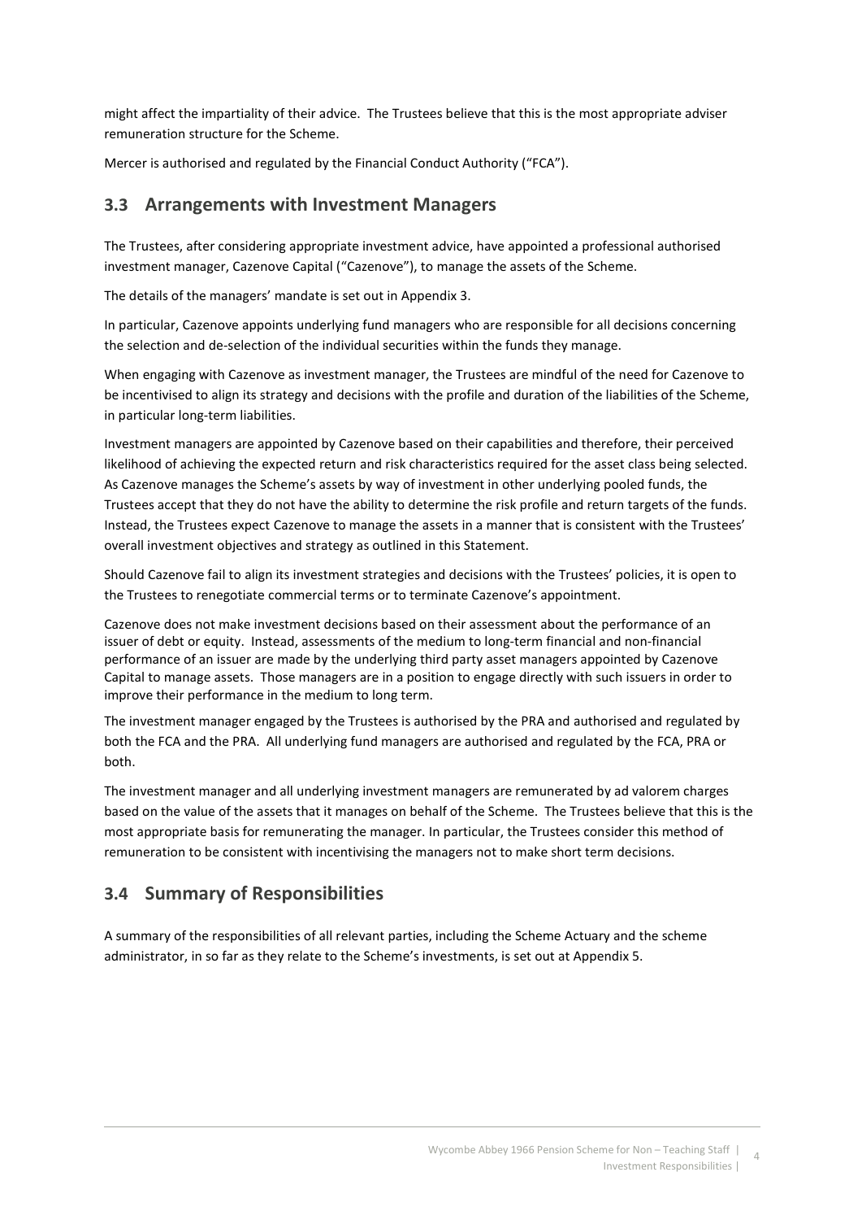might affect the impartiality of their advice. The Trustees believe that this is the most appropriate adviser remuneration structure for the Scheme.

Mercer is authorised and regulated by the Financial Conduct Authority ("FCA").

## 3.3 Arrangements with Investment Managers

The Trustees, after considering appropriate investment advice, have appointed a professional authorised investment manager, Cazenove Capital ("Cazenove"), to manage the assets of the Scheme.

The details of the managers' mandate is set out in Appendix 3.

In particular, Cazenove appoints underlying fund managers who are responsible for all decisions concerning the selection and de-selection of the individual securities within the funds they manage.

When engaging with Cazenove as investment manager, the Trustees are mindful of the need for Cazenove to be incentivised to align its strategy and decisions with the profile and duration of the liabilities of the Scheme, in particular long-term liabilities.

Investment managers are appointed by Cazenove based on their capabilities and therefore, their perceived likelihood of achieving the expected return and risk characteristics required for the asset class being selected. As Cazenove manages the Scheme's assets by way of investment in other underlying pooled funds, the Trustees accept that they do not have the ability to determine the risk profile and return targets of the funds. Instead, the Trustees expect Cazenove to manage the assets in a manner that is consistent with the Trustees' overall investment objectives and strategy as outlined in this Statement.

Should Cazenove fail to align its investment strategies and decisions with the Trustees' policies, it is open to the Trustees to renegotiate commercial terms or to terminate Cazenove's appointment.

Cazenove does not make investment decisions based on their assessment about the performance of an issuer of debt or equity. Instead, assessments of the medium to long-term financial and non-financial performance of an issuer are made by the underlying third party asset managers appointed by Cazenove Capital to manage assets. Those managers are in a position to engage directly with such issuers in order to improve their performance in the medium to long term.

The investment manager engaged by the Trustees is authorised by the PRA and authorised and regulated by both the FCA and the PRA. All underlying fund managers are authorised and regulated by the FCA, PRA or both.

The investment manager and all underlying investment managers are remunerated by ad valorem charges based on the value of the assets that it manages on behalf of the Scheme. The Trustees believe that this is the most appropriate basis for remunerating the manager. In particular, the Trustees consider this method of remuneration to be consistent with incentivising the managers not to make short term decisions.

## 3.4 Summary of Responsibilities

A summary of the responsibilities of all relevant parties, including the Scheme Actuary and the scheme administrator, in so far as they relate to the Scheme's investments, is set out at Appendix 5.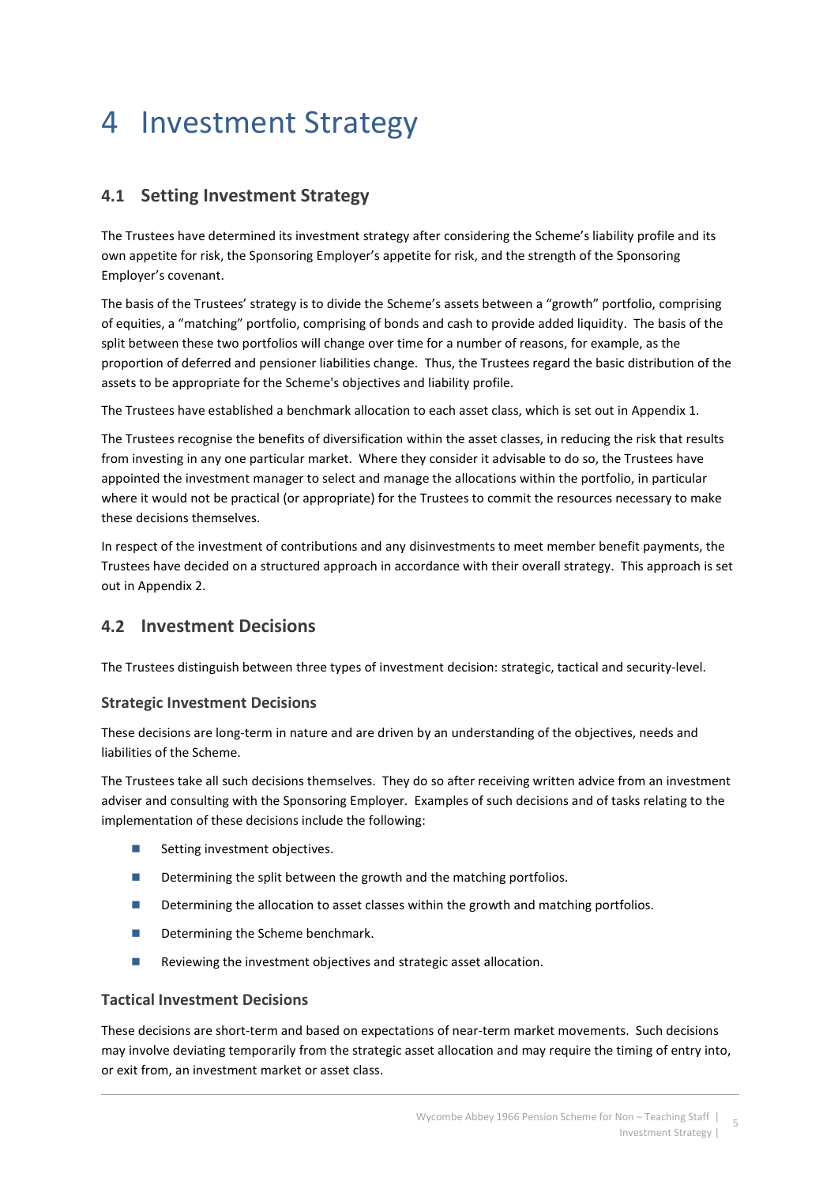# 4 Investment Strategy

## 4.1 Setting Investment Strategy

The Trustees have determined its investment strategy after considering the Scheme's liability profile and its own appetite for risk, the Sponsoring Employer's appetite for risk, and the strength of the Sponsoring Employer's covenant.

The basis of the Trustees' strategy is to divide the Scheme's assets between a "growth" portfolio, comprising of equities, a "matching" portfolio, comprising of bonds and cash to provide added liquidity. The basis of the split between these two portfolios will change over time for a number of reasons, for example, as the proportion of deferred and pensioner liabilities change. Thus, the Trustees regard the basic distribution of the assets to be appropriate for the Scheme's objectives and liability profile.

The Trustees have established a benchmark allocation to each asset class, which is set out in Appendix 1.

The Trustees recognise the benefits of diversification within the asset classes, in reducing the risk that results from investing in any one particular market. Where they consider it advisable to do so, the Trustees have appointed the investment manager to select and manage the allocations within the portfolio, in particular where it would not be practical (or appropriate) for the Trustees to commit the resources necessary to make these decisions themselves.

In respect of the investment of contributions and any disinvestments to meet member benefit payments, the Trustees have decided on a structured approach in accordance with their overall strategy. This approach is set out in Appendix 2.

## 4.2 Investment Decisions

The Trustees distinguish between three types of investment decision: strategic, tactical and security-level.

### Strategic Investment Decisions

These decisions are long-term in nature and are driven by an understanding of the objectives, needs and liabilities of the Scheme.

The Trustees take all such decisions themselves. They do so after receiving written advice from an investment adviser and consulting with the Sponsoring Employer. Examples of such decisions and of tasks relating to the implementation of these decisions include the following:

- Setting investment objectives.
- Determining the split between the growth and the matching portfolios.
- Determining the allocation to asset classes within the growth and matching portfolios.
- Determining the Scheme benchmark.
- Reviewing the investment objectives and strategic asset allocation.

### Tactical Investment Decisions

These decisions are short-term and based on expectations of near-term market movements. Such decisions may involve deviating temporarily from the strategic asset allocation and may require the timing of entry into, or exit from, an investment market or asset class.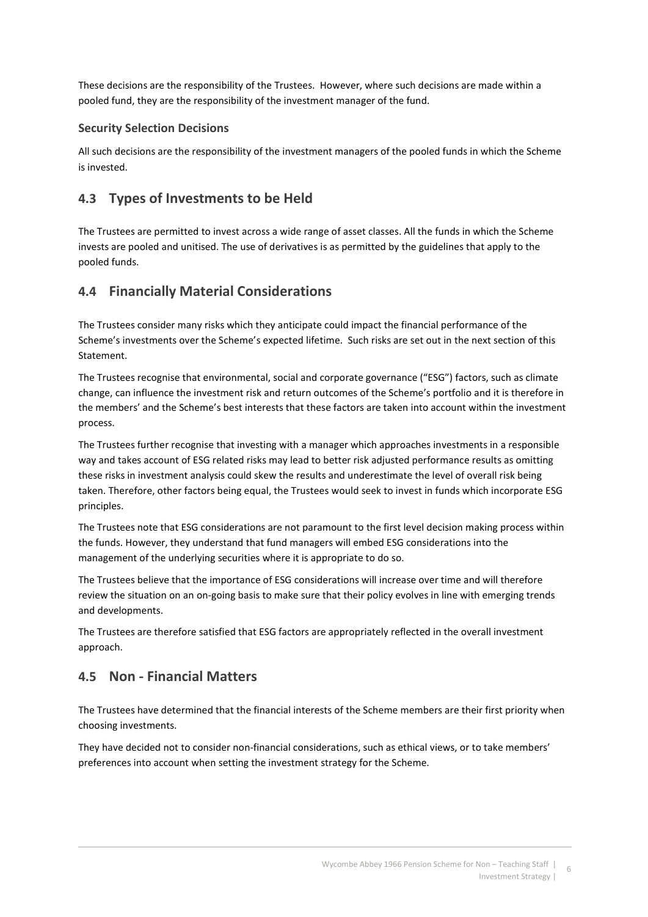These decisions are the responsibility of the Trustees. However, where such decisions are made within a pooled fund, they are the responsibility of the investment manager of the fund.

### Security Selection Decisions

All such decisions are the responsibility of the investment managers of the pooled funds in which the Scheme is invested.

## 4.3 Types of Investments to be Held

The Trustees are permitted to invest across a wide range of asset classes. All the funds in which the Scheme invests are pooled and unitised. The use of derivatives is as permitted by the guidelines that apply to the pooled funds.

## 4.4 Financially Material Considerations

The Trustees consider many risks which they anticipate could impact the financial performance of the Scheme's investments over the Scheme's expected lifetime. Such risks are set out in the next section of this Statement.

The Trustees recognise that environmental, social and corporate governance ("ESG") factors, such as climate change, can influence the investment risk and return outcomes of the Scheme's portfolio and it is therefore in the members' and the Scheme's best interests that these factors are taken into account within the investment process.

The Trustees further recognise that investing with a manager which approaches investments in a responsible way and takes account of ESG related risks may lead to better risk adjusted performance results as omitting these risks in investment analysis could skew the results and underestimate the level of overall risk being taken. Therefore, other factors being equal, the Trustees would seek to invest in funds which incorporate ESG principles.

The Trustees note that ESG considerations are not paramount to the first level decision making process within the funds. However, they understand that fund managers will embed ESG considerations into the management of the underlying securities where it is appropriate to do so.

The Trustees believe that the importance of ESG considerations will increase over time and will therefore review the situation on an on-going basis to make sure that their policy evolves in line with emerging trends and developments.

The Trustees are therefore satisfied that ESG factors are appropriately reflected in the overall investment approach.

## 4.5 Non - Financial Matters

The Trustees have determined that the financial interests of the Scheme members are their first priority when choosing investments.

They have decided not to consider non-financial considerations, such as ethical views, or to take members' preferences into account when setting the investment strategy for the Scheme.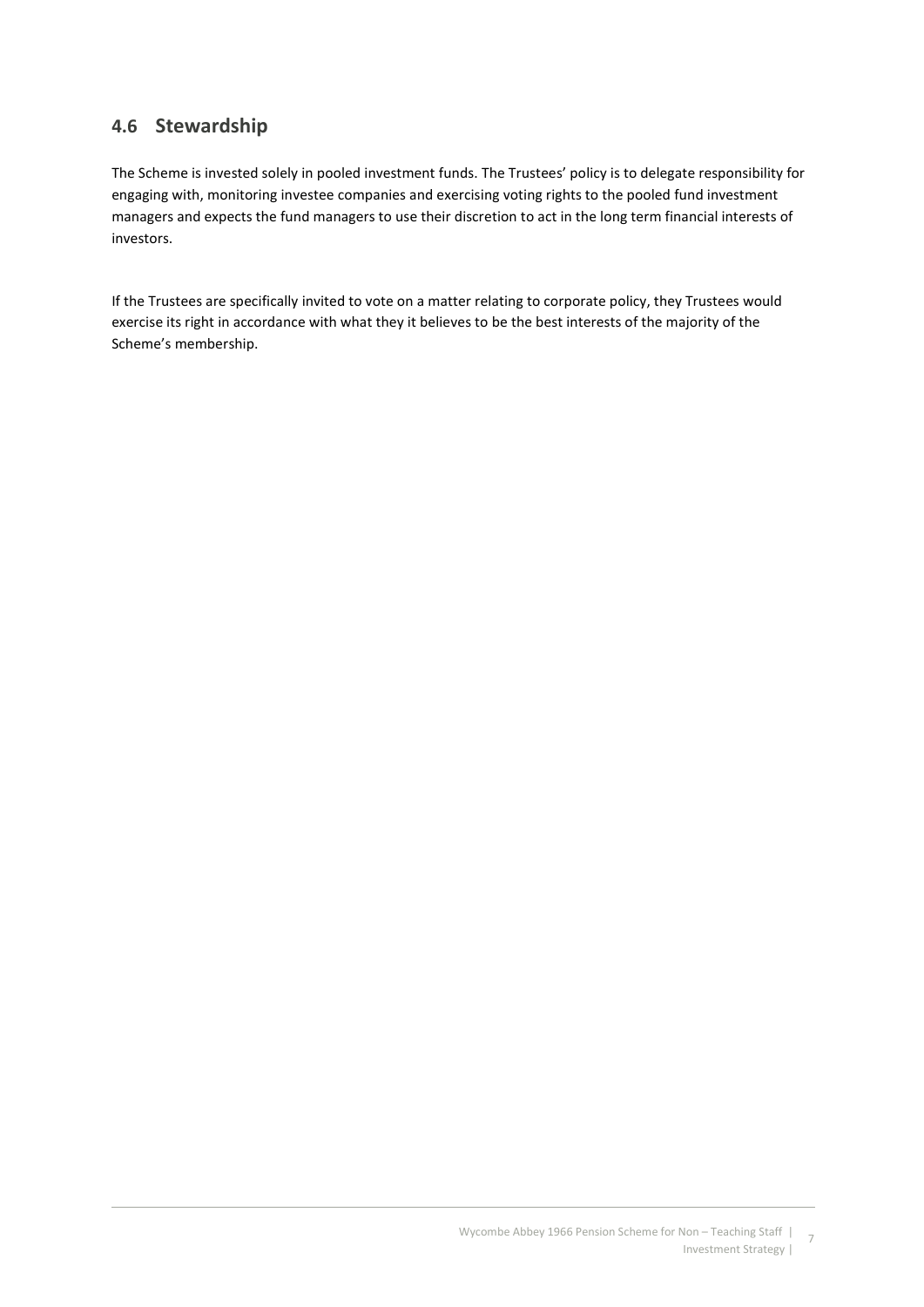## 4.6 Stewardship

The Scheme is invested solely in pooled investment funds. The Trustees' policy is to delegate responsibility for engaging with, monitoring investee companies and exercising voting rights to the pooled fund investment managers and expects the fund managers to use their discretion to act in the long term financial interests of investors.

If the Trustees are specifically invited to vote on a matter relating to corporate policy, they Trustees would exercise its right in accordance with what they it believes to be the best interests of the majority of the Scheme's membership.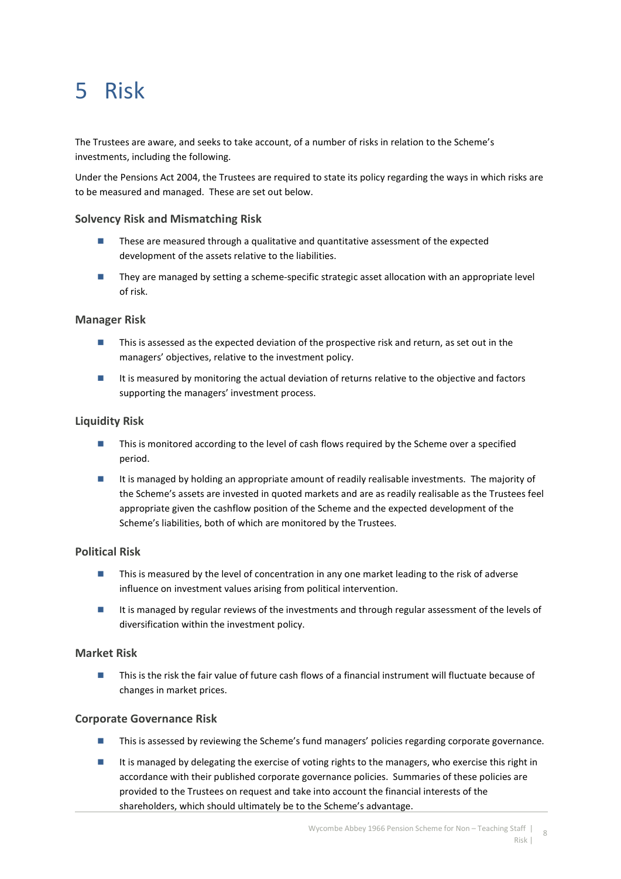# 5 Risk

The Trustees are aware, and seeks to take account, of a number of risks in relation to the Scheme's investments, including the following.

Under the Pensions Act 2004, the Trustees are required to state its policy regarding the ways in which risks are to be measured and managed. These are set out below.

### Solvency Risk and Mismatching Risk

- These are measured through a qualitative and quantitative assessment of the expected development of the assets relative to the liabilities.
- They are managed by setting a scheme-specific strategic asset allocation with an appropriate level of risk.

### Manager Risk

- This is assessed as the expected deviation of the prospective risk and return, as set out in the managers' objectives, relative to the investment policy.
- It is measured by monitoring the actual deviation of returns relative to the objective and factors supporting the managers' investment process.

### Liquidity Risk

- This is monitored according to the level of cash flows required by the Scheme over a specified period.
- It is managed by holding an appropriate amount of readily realisable investments. The majority of the Scheme's assets are invested in quoted markets and are as readily realisable as the Trustees feel appropriate given the cashflow position of the Scheme and the expected development of the Scheme's liabilities, both of which are monitored by the Trustees.

### Political Risk

- This is measured by the level of concentration in any one market leading to the risk of adverse influence on investment values arising from political intervention.
- It is managed by regular reviews of the investments and through regular assessment of the levels of diversification within the investment policy.

### Market Risk

- This is the risk the fair value of future cash flows of a financial instrument will fluctuate because of changes in market prices.

### Corporate Governance Risk

- This is assessed by reviewing the Scheme's fund managers' policies regarding corporate governance.
- It is managed by delegating the exercise of voting rights to the managers, who exercise this right in accordance with their published corporate governance policies. Summaries of these policies are provided to the Trustees on request and take into account the financial interests of the shareholders, which should ultimately be to the Scheme's advantage.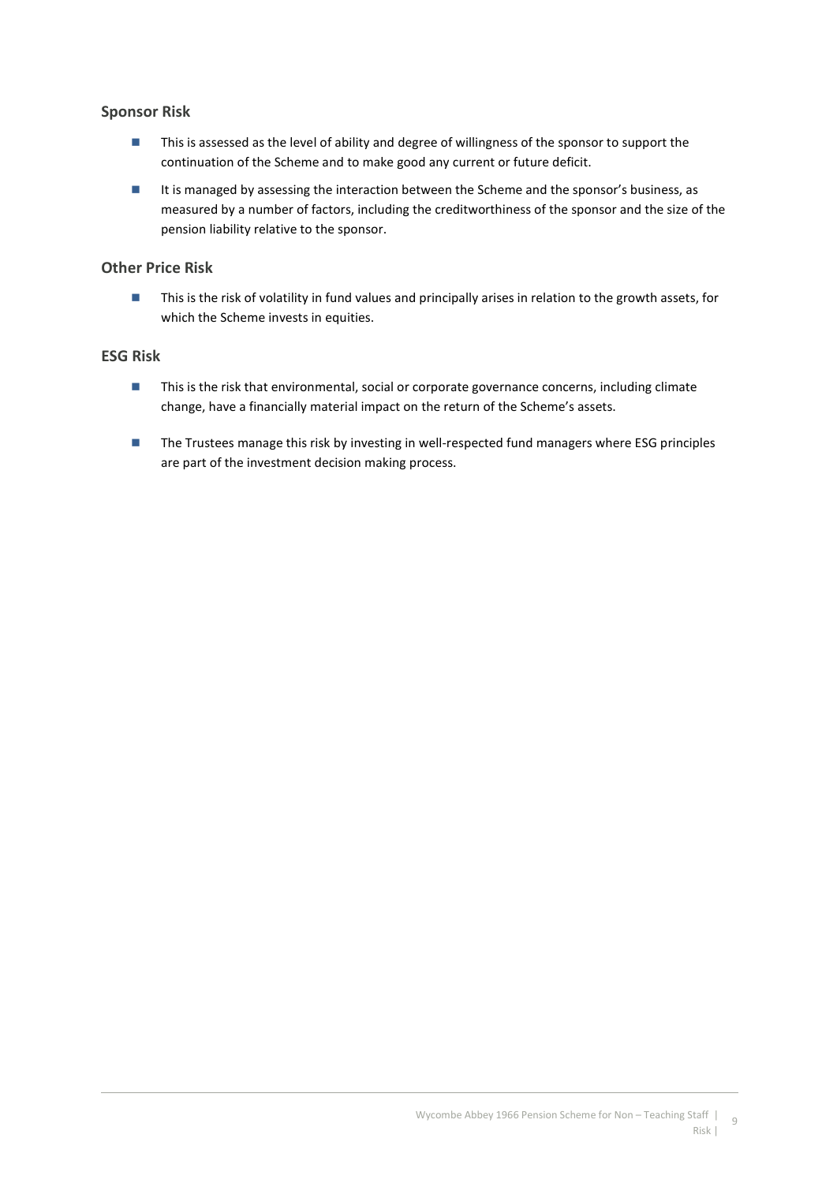### Sponsor Risk

- This is assessed as the level of ability and degree of willingness of the sponsor to support the continuation of the Scheme and to make good any current or future deficit.
- It is managed by assessing the interaction between the Scheme and the sponsor's business, as measured by a number of factors, including the creditworthiness of the sponsor and the size of the pension liability relative to the sponsor.

### Other Price Risk

- This is the risk of volatility in fund values and principally arises in relation to the growth assets, for which the Scheme invests in equities.

### ESG Risk

- This is the risk that environmental, social or corporate governance concerns, including climate change, have a financially material impact on the return of the Scheme's assets.
- The Trustees manage this risk by investing in well-respected fund managers where ESG principles are part of the investment decision making process.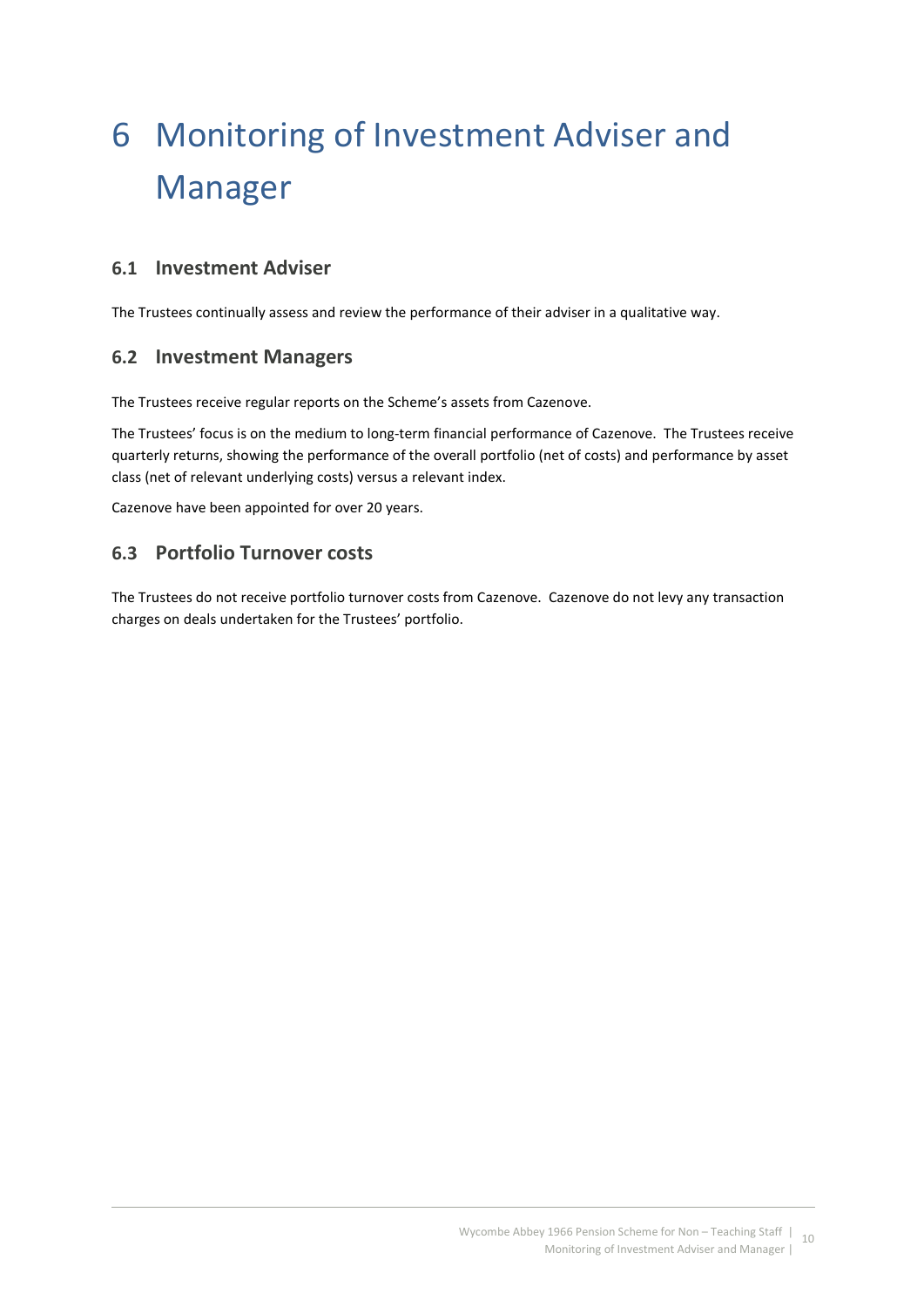# 6 Monitoring of Investment Adviser and Manager

## 6.1 Investment Adviser

The Trustees continually assess and review the performance of their adviser in a qualitative way.

## 6.2 Investment Managers

The Trustees receive regular reports on the Scheme's assets from Cazenove.

The Trustees' focus is on the medium to long-term financial performance of Cazenove. The Trustees receive quarterly returns, showing the performance of the overall portfolio (net of costs) and performance by asset class (net of relevant underlying costs) versus a relevant index.

Cazenove have been appointed for over 20 years.

## 6.3 Portfolio Turnover costs

The Trustees do not receive portfolio turnover costs from Cazenove. Cazenove do not levy any transaction charges on deals undertaken for the Trustees' portfolio.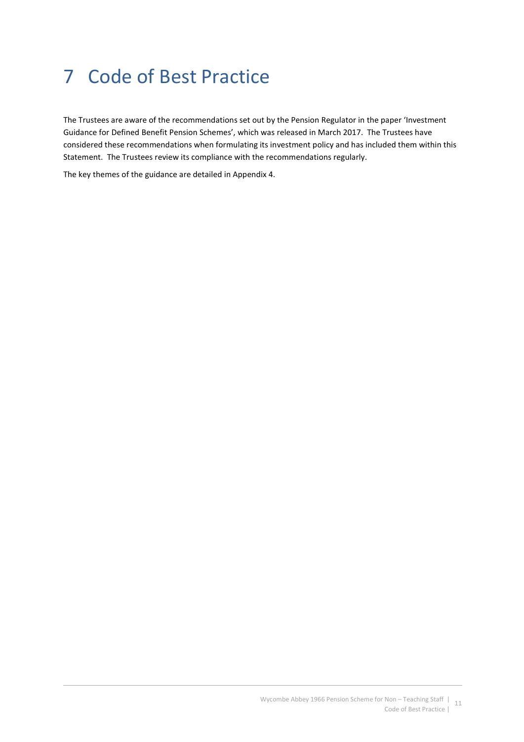# 7 Code of Best Practice

The Trustees are aware of the recommendations set out by the Pension Regulator in the paper 'Investment Guidance for Defined Benefit Pension Schemes', which was released in March 2017. The Trustees have considered these recommendations when formulating its investment policy and has included them within this Statement. The Trustees review its compliance with the recommendations regularly.

The key themes of the guidance are detailed in Appendix 4.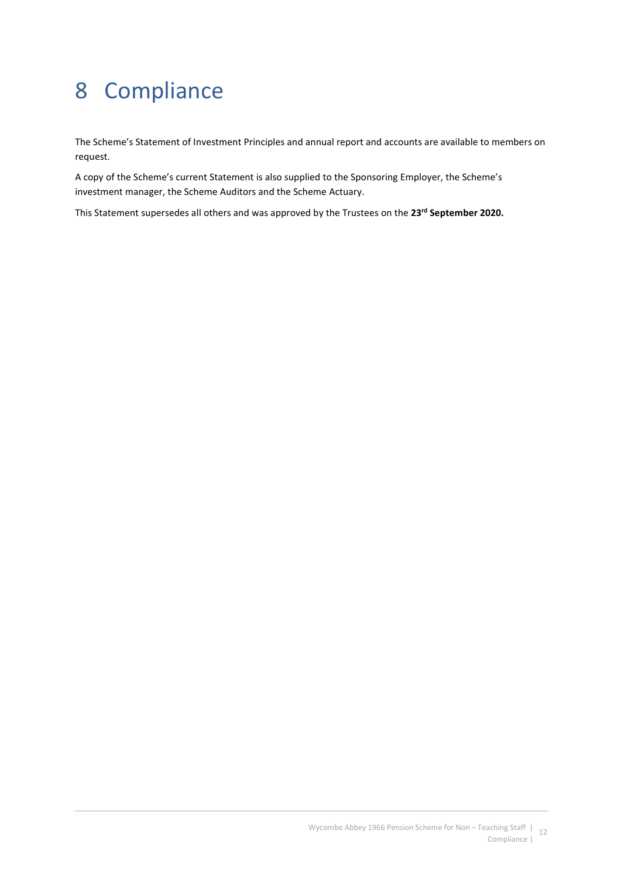# 8 Compliance

The Scheme's Statement of Investment Principles and annual report and accounts are available to members on request.

A copy of the Scheme's current Statement is also supplied to the Sponsoring Employer, the Scheme's investment manager, the Scheme Auditors and the Scheme Actuary.

This Statement supersedes all others and was approved by the Trustees on the **23rd September 2020.**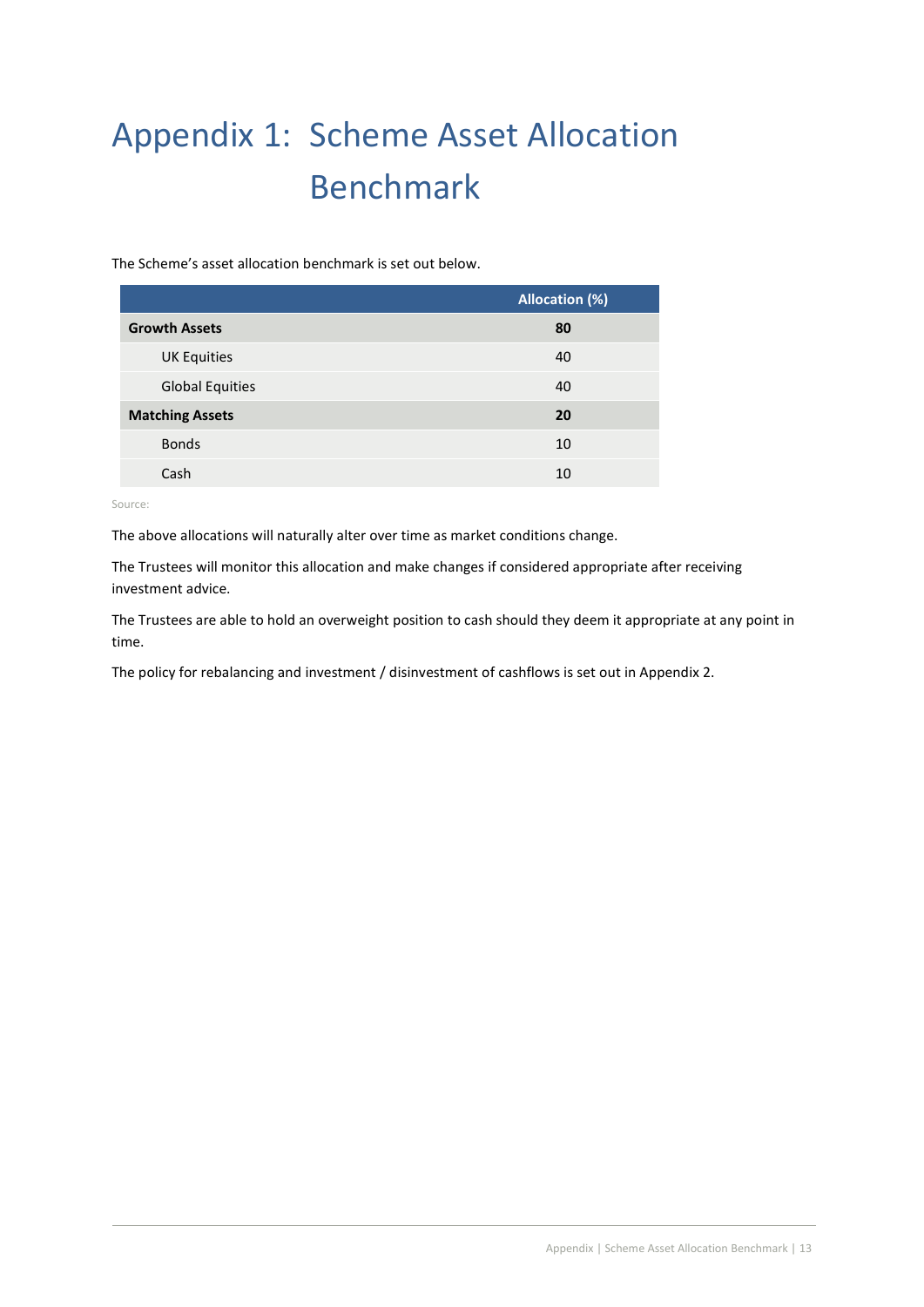# Appendix 1: Scheme Asset Allocation Benchmark

The Scheme's asset allocation benchmark is set out below.

| | Allocation (%) |
|---|---|
| **Growth Assets** | **80** |
| UK Equities | 40 |
| Global Equities | 40 |
| **Matching Assets** | **20** |
| Bonds | 10 |
| Cash | 10 |

Source:

The above allocations will naturally alter over time as market conditions change.

The Trustees will monitor this allocation and make changes if considered appropriate after receiving investment advice.

The Trustees are able to hold an overweight position to cash should they deem it appropriate at any point in time.

The policy for rebalancing and investment / disinvestment of cashflows is set out in Appendix 2.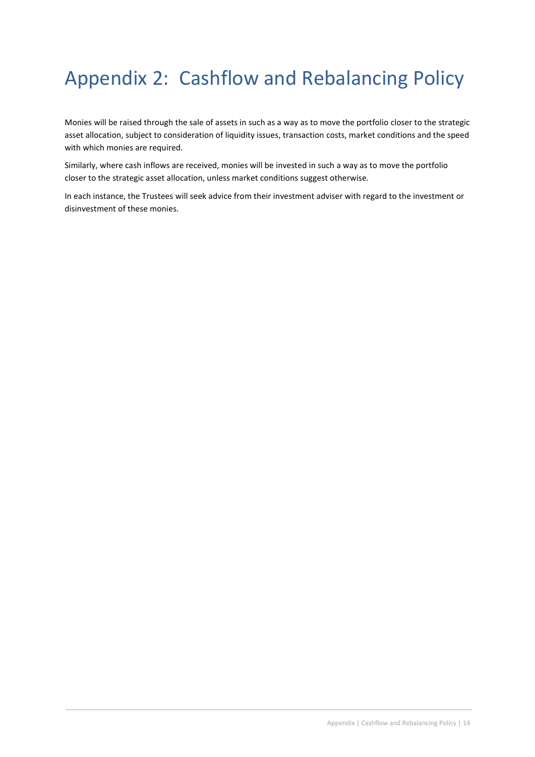# Appendix 2: Cashflow and Rebalancing Policy

Monies will be raised through the sale of assets in such as a way as to move the portfolio closer to the strategic asset allocation, subject to consideration of liquidity issues, transaction costs, market conditions and the speed with which monies are required.

Similarly, where cash inflows are received, monies will be invested in such a way as to move the portfolio closer to the strategic asset allocation, unless market conditions suggest otherwise.

In each instance, the Trustees will seek advice from their investment adviser with regard to the investment or disinvestment of these monies.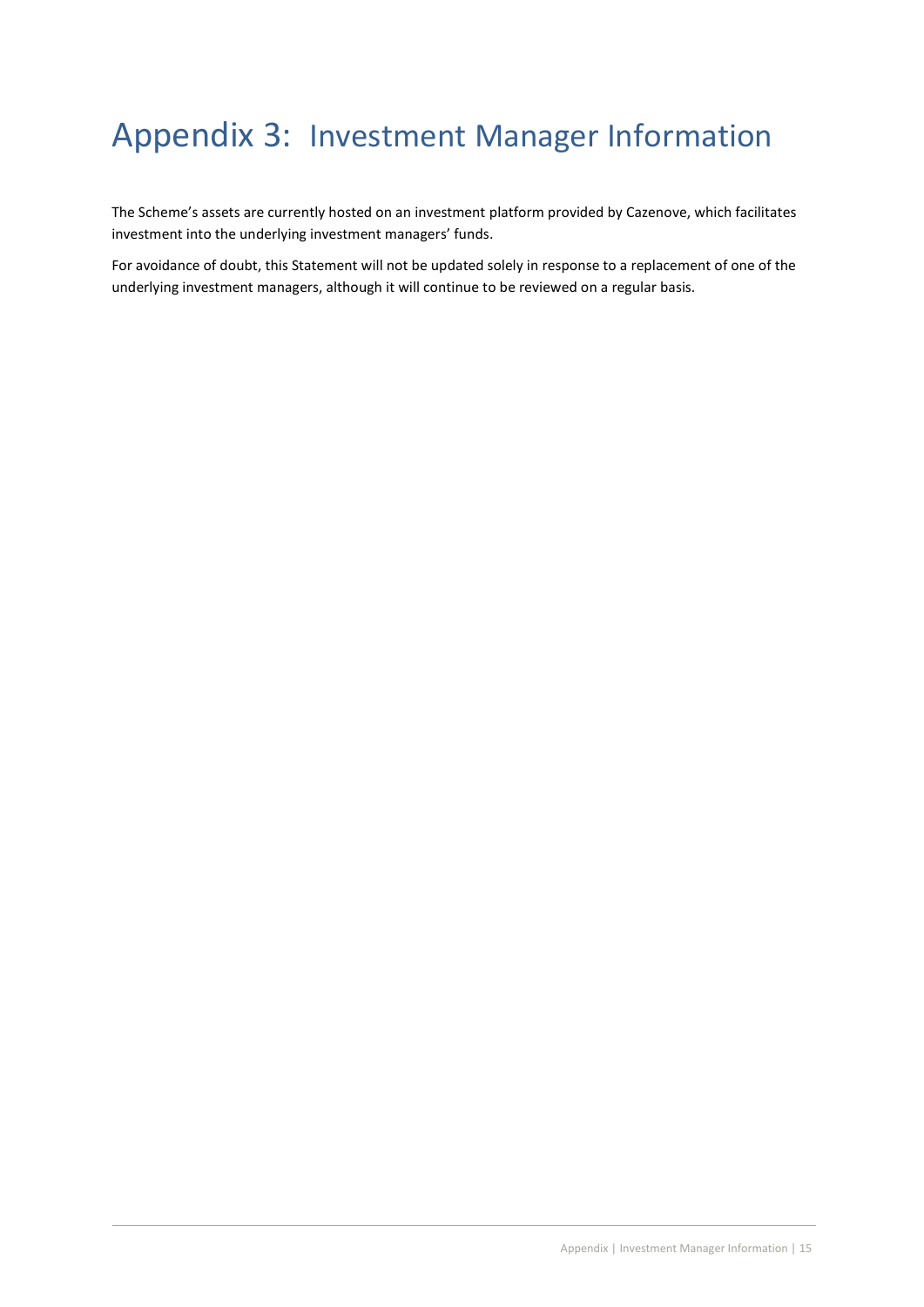# Appendix 3: Investment Manager Information

The Scheme's assets are currently hosted on an investment platform provided by Cazenove, which facilitates investment into the underlying investment managers' funds.

For avoidance of doubt, this Statement will not be updated solely in response to a replacement of one of the underlying investment managers, although it will continue to be reviewed on a regular basis.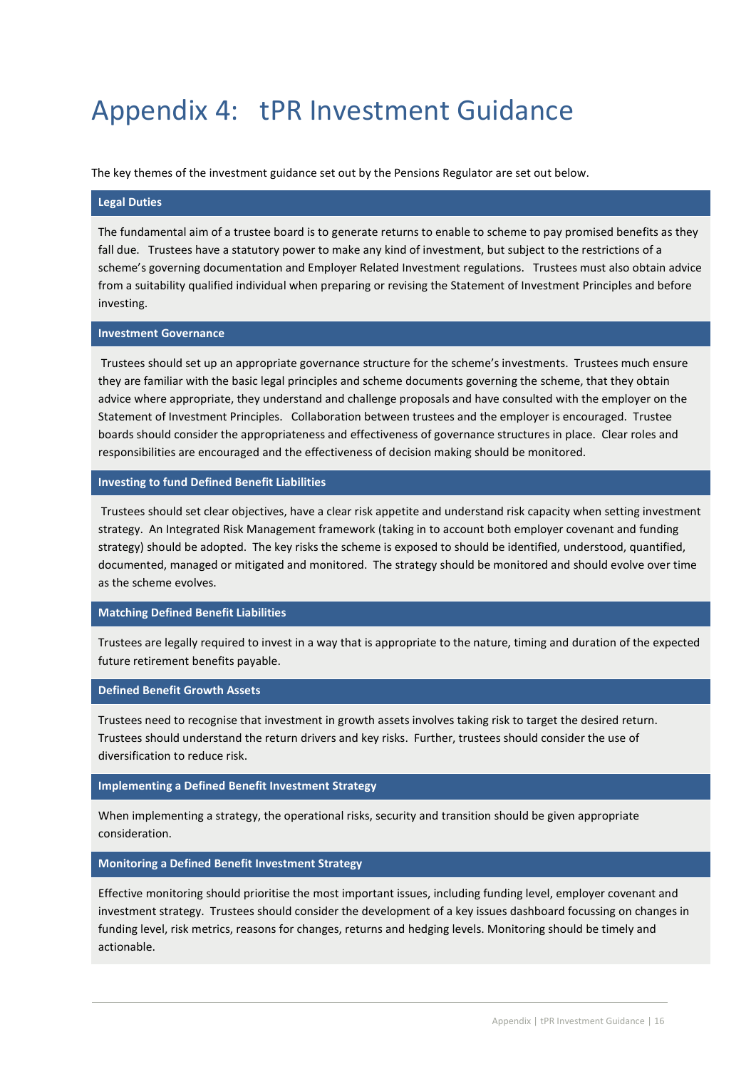# Appendix 4: tPR Investment Guidance

The key themes of the investment guidance set out by the Pensions Regulator are set out below.

### Legal Duties

The fundamental aim of a trustee board is to generate returns to enable to scheme to pay promised benefits as they fall due. Trustees have a statutory power to make any kind of investment, but subject to the restrictions of a scheme's governing documentation and Employer Related Investment regulations. Trustees must also obtain advice from a suitability qualified individual when preparing or revising the Statement of Investment Principles and before investing.

### Investment Governance

Trustees should set up an appropriate governance structure for the scheme's investments. Trustees much ensure they are familiar with the basic legal principles and scheme documents governing the scheme, that they obtain advice where appropriate, they understand and challenge proposals and have consulted with the employer on the Statement of Investment Principles. Collaboration between trustees and the employer is encouraged. Trustee boards should consider the appropriateness and effectiveness of governance structures in place. Clear roles and responsibilities are encouraged and the effectiveness of decision making should be monitored.

### Investing to fund Defined Benefit Liabilities

Trustees should set clear objectives, have a clear risk appetite and understand risk capacity when setting investment strategy. An Integrated Risk Management framework (taking in to account both employer covenant and funding strategy) should be adopted. The key risks the scheme is exposed to should be identified, understood, quantified, documented, managed or mitigated and monitored. The strategy should be monitored and should evolve over time as the scheme evolves.

### Matching Defined Benefit Liabilities

Trustees are legally required to invest in a way that is appropriate to the nature, timing and duration of the expected future retirement benefits payable.

### Defined Benefit Growth Assets

Trustees need to recognise that investment in growth assets involves taking risk to target the desired return. Trustees should understand the return drivers and key risks. Further, trustees should consider the use of diversification to reduce risk.

### Implementing a Defined Benefit Investment Strategy

When implementing a strategy, the operational risks, security and transition should be given appropriate consideration.

### Monitoring a Defined Benefit Investment Strategy

Effective monitoring should prioritise the most important issues, including funding level, employer covenant and investment strategy. Trustees should consider the development of a key issues dashboard focussing on changes in funding level, risk metrics, reasons for changes, returns and hedging levels. Monitoring should be timely and actionable.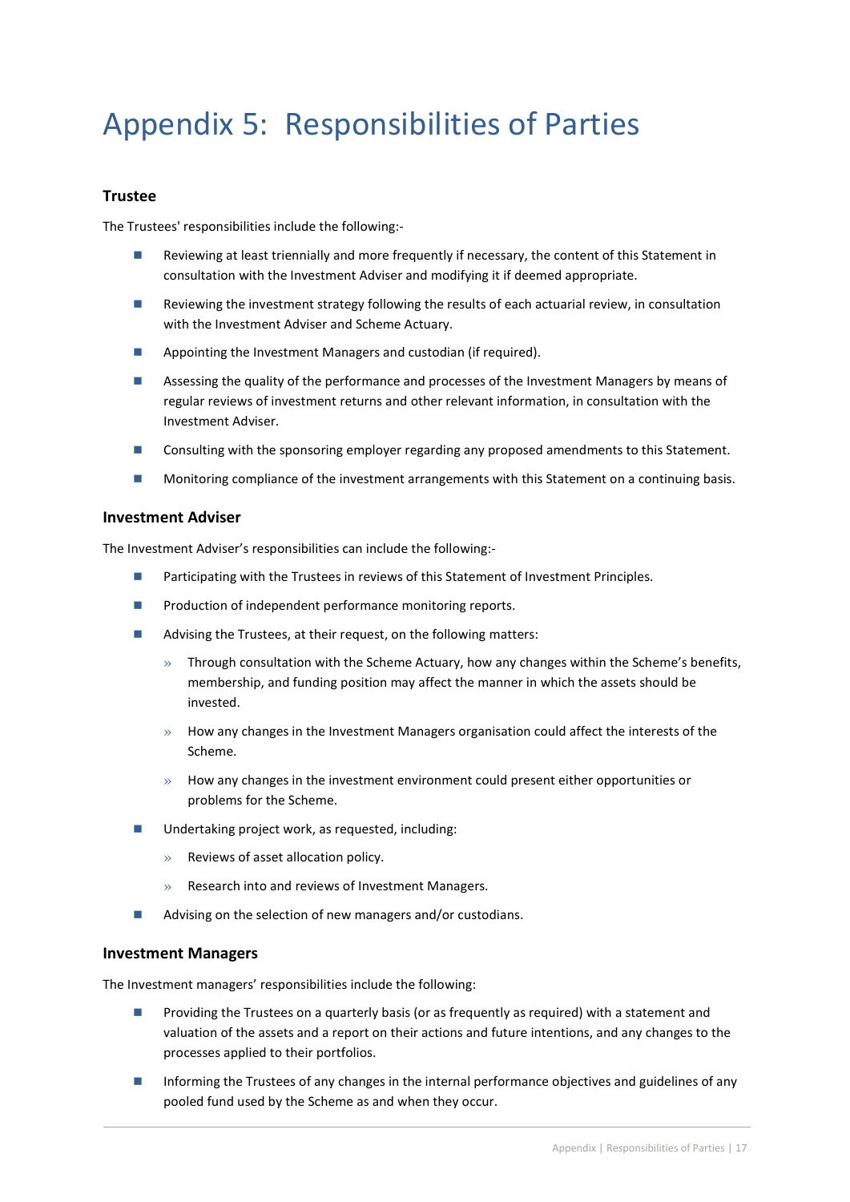# Appendix 5: Responsibilities of Parties

### Trustee

The Trustees' responsibilities include the following:-

- Reviewing at least triennially and more frequently if necessary, the content of this Statement in consultation with the Investment Adviser and modifying it if deemed appropriate.
- Reviewing the investment strategy following the results of each actuarial review, in consultation with the Investment Adviser and Scheme Actuary.
- Appointing the Investment Managers and custodian (if required).
- Assessing the quality of the performance and processes of the Investment Managers by means of regular reviews of investment returns and other relevant information, in consultation with the Investment Adviser.
- Consulting with the sponsoring employer regarding any proposed amendments to this Statement.
- Monitoring compliance of the investment arrangements with this Statement on a continuing basis.

### Investment Adviser

The Investment Adviser's responsibilities can include the following:-

- Participating with the Trustees in reviews of this Statement of Investment Principles.
- Production of independent performance monitoring reports.
- Advising the Trustees, at their request, on the following matters:
  - Through consultation with the Scheme Actuary, how any changes within the Scheme's benefits, membership, and funding position may affect the manner in which the assets should be invested.
  - How any changes in the Investment Managers organisation could affect the interests of the Scheme.
  - How any changes in the investment environment could present either opportunities or problems for the Scheme.
- Undertaking project work, as requested, including:
  - Reviews of asset allocation policy.
  - Research into and reviews of Investment Managers.
- Advising on the selection of new managers and/or custodians.

### Investment Managers

The Investment managers' responsibilities include the following:

- Providing the Trustees on a quarterly basis (or as frequently as required) with a statement and valuation of the assets and a report on their actions and future intentions, and any changes to the processes applied to their portfolios.
- Informing the Trustees of any changes in the internal performance objectives and guidelines of any pooled fund used by the Scheme as and when they occur.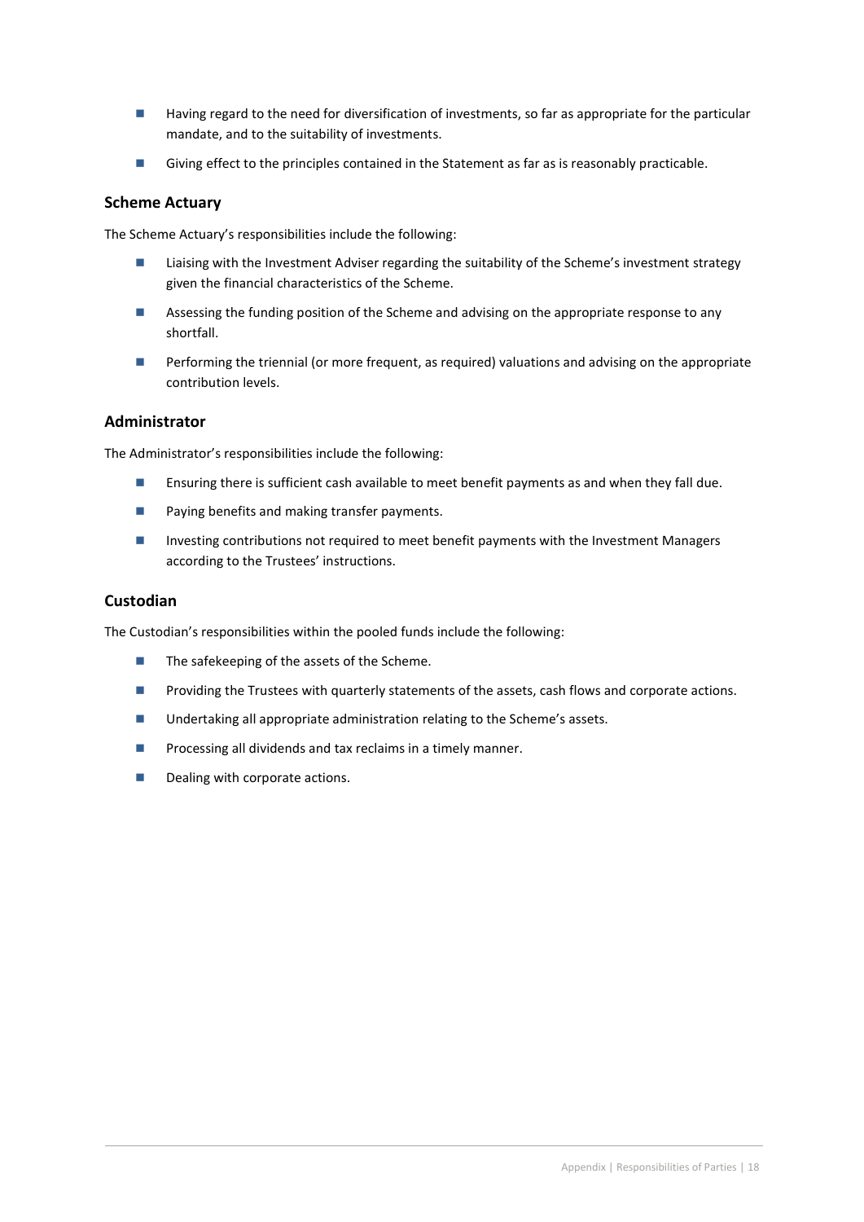- Having regard to the need for diversification of investments, so far as appropriate for the particular mandate, and to the suitability of investments.
- Giving effect to the principles contained in the Statement as far as is reasonably practicable.

### Scheme Actuary

The Scheme Actuary's responsibilities include the following:

- Liaising with the Investment Adviser regarding the suitability of the Scheme's investment strategy given the financial characteristics of the Scheme.
- Assessing the funding position of the Scheme and advising on the appropriate response to any shortfall.
- Performing the triennial (or more frequent, as required) valuations and advising on the appropriate contribution levels.

### Administrator

The Administrator's responsibilities include the following:

- Ensuring there is sufficient cash available to meet benefit payments as and when they fall due.
- Paying benefits and making transfer payments.
- Investing contributions not required to meet benefit payments with the Investment Managers according to the Trustees' instructions.

### Custodian

The Custodian's responsibilities within the pooled funds include the following:

- The safekeeping of the assets of the Scheme.
- Providing the Trustees with quarterly statements of the assets, cash flows and corporate actions.
- Undertaking all appropriate administration relating to the Scheme's assets.
- Processing all dividends and tax reclaims in a timely manner.
- Dealing with corporate actions.